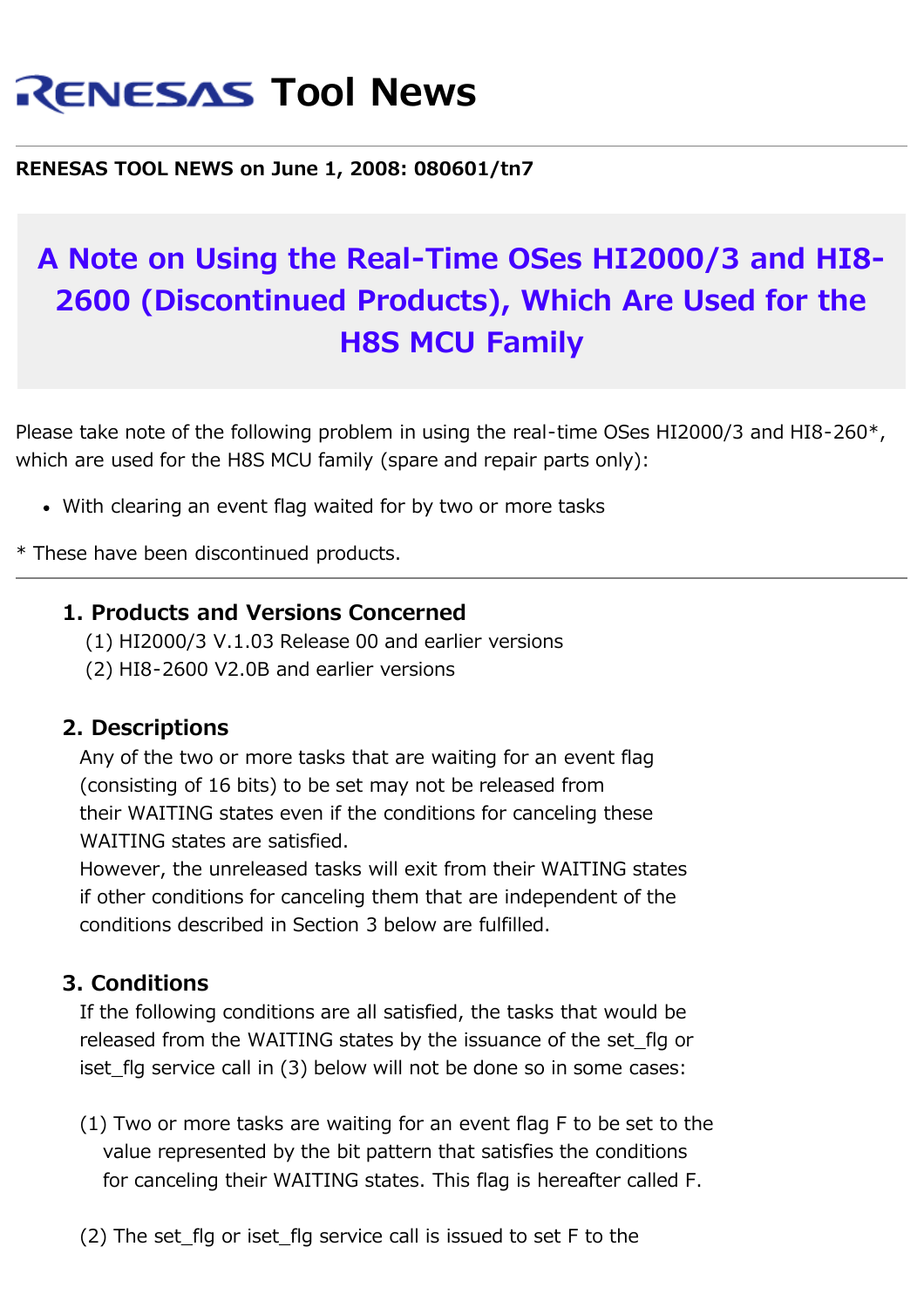# RENESAS Tool News

**RENESAS TOOL NEWS on June 1, 2008: 080601/tn7**

## A Note on Using the Real-Time OSes HI2000/3 and HI8-2600 (Discontinued Products), Which Are Used for the H8S MCU Family

Please take note of the following problem in using the real-time OSes HI2000/3 and HI8-260*, which are used for the H8S MCU family (spare and repair parts only):

- With clearing an event flag waited for by two or more tasks

\* These have been discontinued products.

---

### 1. Products and Versions Concerned

(1) HI2000/3 V.1.03 Release 00 and earlier versions
(2) HI8-2600 V2.0B and earlier versions

### 2. Descriptions

Any of the two or more tasks that are waiting for an event flag (consisting of 16 bits) to be set may not be released from their WAITING states even if the conditions for canceling these WAITING states are satisfied.
However, the unreleased tasks will exit from their WAITING states if other conditions for canceling them that are independent of the conditions described in Section 3 below are fulfilled.

### 3. Conditions

If the following conditions are all satisfied, the tasks that would be released from the WAITING states by the issuance of the set_flg or iset_flg service call in (3) below will not be done so in some cases:

(1) Two or more tasks are waiting for an event flag F to be set to the value represented by the bit pattern that satisfies the conditions for canceling their WAITING states. This flag is hereafter called F.

(2) The set_flg or iset_flg service call is issued to set F to the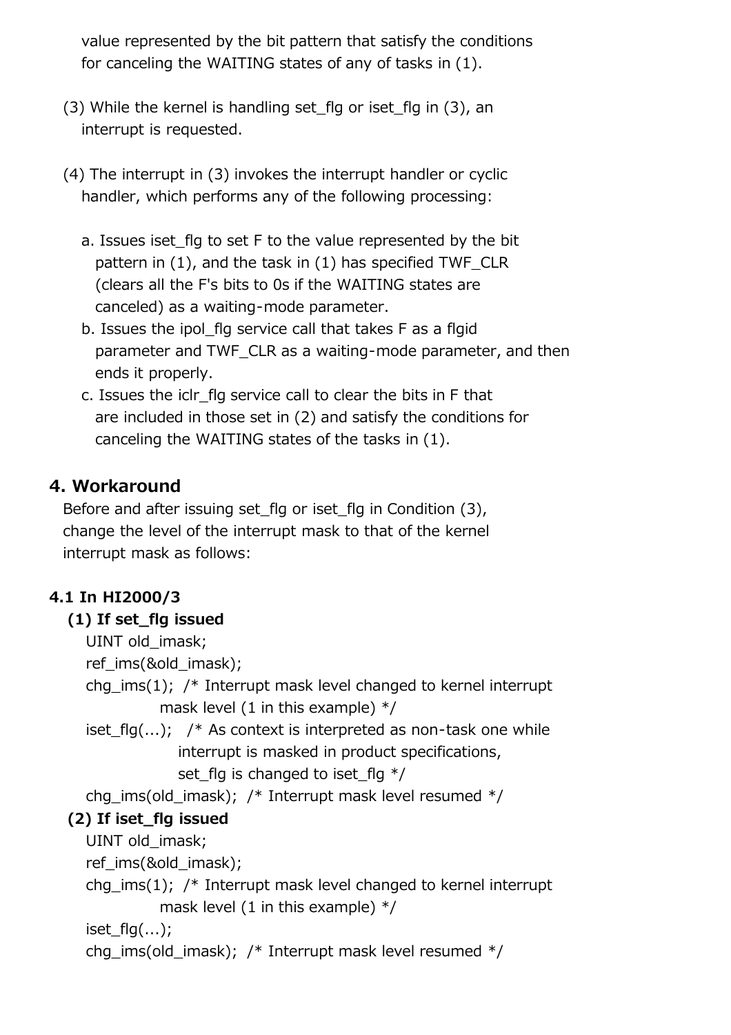value represented by the bit pattern that satisfy the conditions for canceling the WAITING states of any of tasks in (1).

(3) While the kernel is handling set_flg or iset_flg in (3), an interrupt is requested.

(4) The interrupt in (3) invokes the interrupt handler or cyclic handler, which performs any of the following processing:

a. Issues iset_flg to set F to the value represented by the bit pattern in (1), and the task in (1) has specified TWF_CLR (clears all the F's bits to 0s if the WAITING states are canceled) as a waiting-mode parameter.
b. Issues the ipol_flg service call that takes F as a flgid parameter and TWF_CLR as a waiting-mode parameter, and then ends it properly.
c. Issues the iclr_flg service call to clear the bits in F that are included in those set in (2) and satisfy the conditions for canceling the WAITING states of the tasks in (1).

## 4. Workaround

Before and after issuing set_flg or iset_flg in Condition (3), change the level of the interrupt mask to that of the kernel interrupt mask as follows:

### 4.1 In HI2000/3

**(1) If set_flg issued**

```
UINT old_imask;
ref_ims(&old_imask);
chg_ims(1);  /* Interrupt mask level changed to kernel interrupt
             mask level (1 in this example) */
iset_flg(...);   /* As context is interpreted as non-task one while
                 interrupt is masked in product specifications,
                 set_flg is changed to iset_flg */
chg_ims(old_imask);  /* Interrupt mask level resumed */
```

**(2) If iset_flg issued**

```
UINT old_imask;
ref_ims(&old_imask);
chg_ims(1);  /* Interrupt mask level changed to kernel interrupt
             mask level (1 in this example) */
iset_flg(...);
chg_ims(old_imask);  /* Interrupt mask level resumed */
```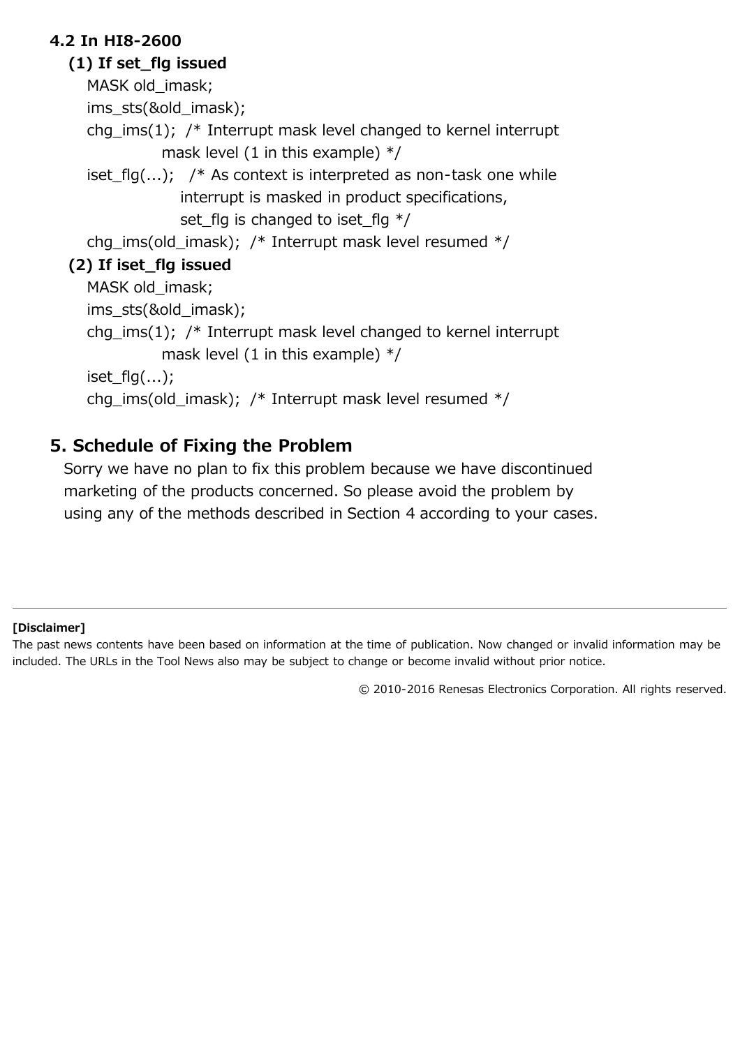### 4.2 In HI8-2600

#### (1) If set_flg issued

```
MASK old_imask;
ims_sts(&old_imask);
chg_ims(1);  /* Interrupt mask level changed to kernel interrupt
            mask level (1 in this example) */
iset_flg(...);   /* As context is interpreted as non-task one while
                interrupt is masked in product specifications,
                set_flg is changed to iset_flg */
chg_ims(old_imask);  /* Interrupt mask level resumed */
```

#### (2) If iset_flg issued

```
MASK old_imask;
ims_sts(&old_imask);
chg_ims(1);  /* Interrupt mask level changed to kernel interrupt
            mask level (1 in this example) */
iset_flg(...);
chg_ims(old_imask);  /* Interrupt mask level resumed */
```

## 5. Schedule of Fixing the Problem

Sorry we have no plan to fix this problem because we have discontinued marketing of the products concerned. So please avoid the problem by using any of the methods described in Section 4 according to your cases.

---

**[Disclaimer]**

The past news contents have been based on information at the time of publication. Now changed or invalid information may be included. The URLs in the Tool News also may be subject to change or become invalid without prior notice.

© 2010-2016 Renesas Electronics Corporation. All rights reserved.